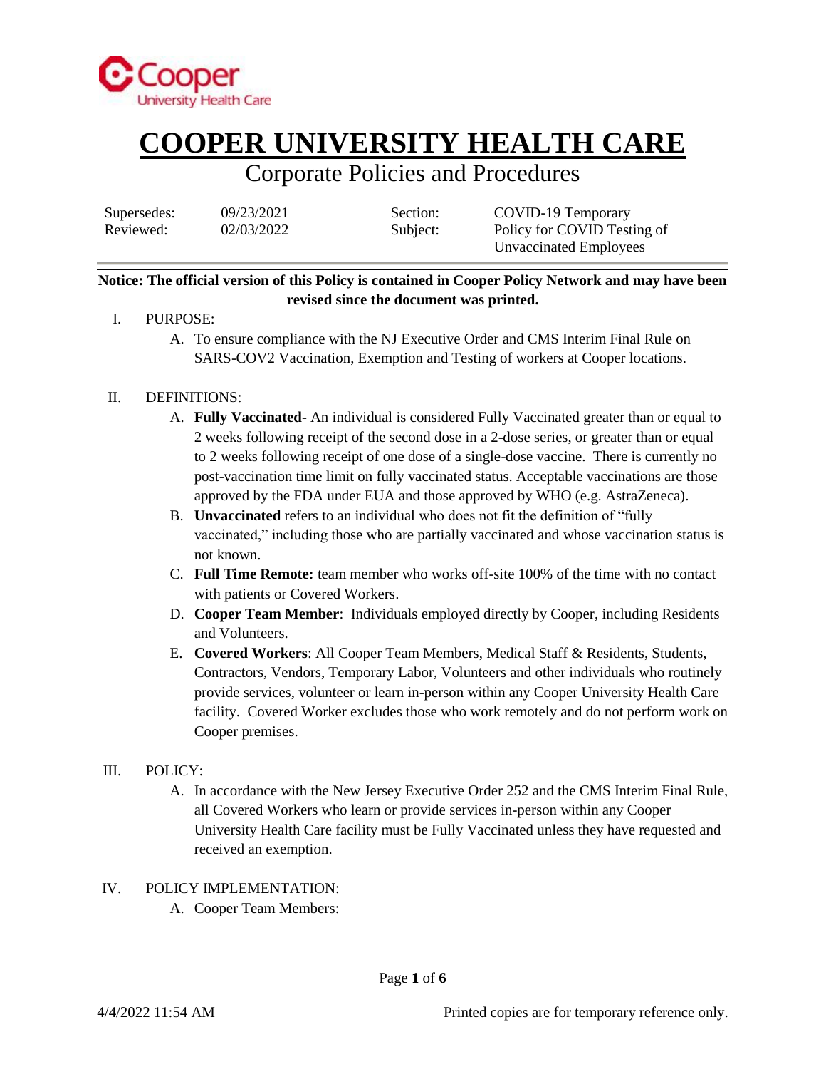# COOPER UNIVERSITY HEALTH CARE

## Corporate Policies and Procedures

| Supersedes: | 09/23/2021 | Section: | COVID-19 Temporary |
|---|---|---|---|
| Reviewed: | 02/03/2022 | Subject: | Policy for COVID Testing of Unvaccinated Employees |

**Notice: The official version of this Policy is contained in Cooper Policy Network and may have been revised since the document was printed.**

I. PURPOSE:

A. To ensure compliance with the NJ Executive Order and CMS Interim Final Rule on SARS-COV2 Vaccination, Exemption and Testing of workers at Cooper locations.

II. DEFINITIONS:

A. **Fully Vaccinated**- An individual is considered Fully Vaccinated greater than or equal to 2 weeks following receipt of the second dose in a 2-dose series, or greater than or equal to 2 weeks following receipt of one dose of a single-dose vaccine. There is currently no post-vaccination time limit on fully vaccinated status. Acceptable vaccinations are those approved by the FDA under EUA and those approved by WHO (e.g. AstraZeneca).

B. **Unvaccinated** refers to an individual who does not fit the definition of "fully vaccinated," including those who are partially vaccinated and whose vaccination status is not known.

C. **Full Time Remote:** team member who works off-site 100% of the time with no contact with patients or Covered Workers.

D. **Cooper Team Member**: Individuals employed directly by Cooper, including Residents and Volunteers.

E. **Covered Workers**: All Cooper Team Members, Medical Staff & Residents, Students, Contractors, Vendors, Temporary Labor, Volunteers and other individuals who routinely provide services, volunteer or learn in-person within any Cooper University Health Care facility. Covered Worker excludes those who work remotely and do not perform work on Cooper premises.

III. POLICY:

A. In accordance with the New Jersey Executive Order 252 and the CMS Interim Final Rule, all Covered Workers who learn or provide services in-person within any Cooper University Health Care facility must be Fully Vaccinated unless they have requested and received an exemption.

IV. POLICY IMPLEMENTATION:

A. Cooper Team Members: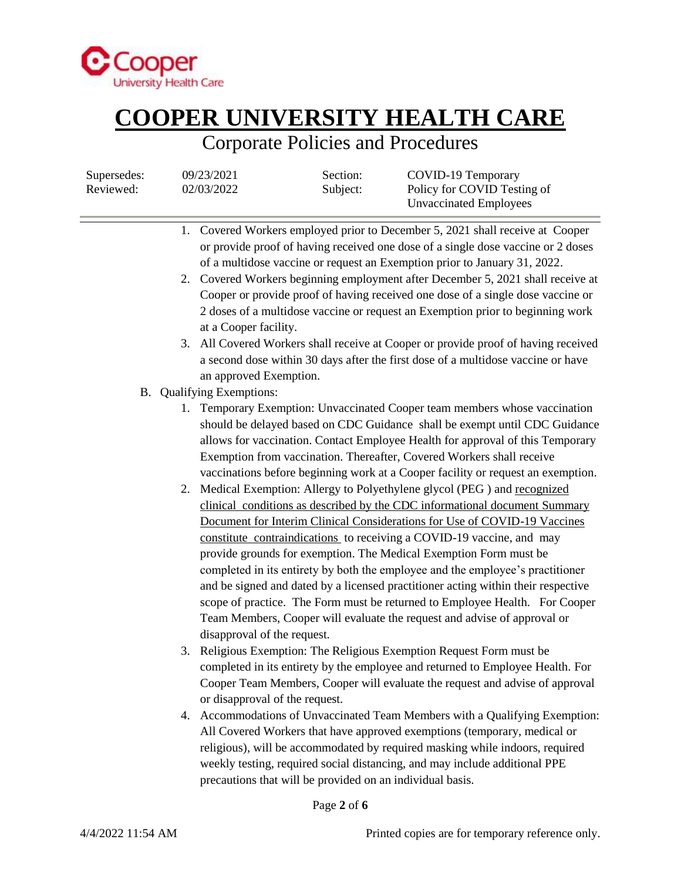1. Covered Workers employed prior to December 5, 2021 shall receive at Cooper or provide proof of having received one dose of a single dose vaccine or 2 doses of a multidose vaccine or request an Exemption prior to January 31, 2022.
2. Covered Workers beginning employment after December 5, 2021 shall receive at Cooper or provide proof of having received one dose of a single dose vaccine or 2 doses of a multidose vaccine or request an Exemption prior to beginning work at a Cooper facility.
3. All Covered Workers shall receive at Cooper or provide proof of having received a second dose within 30 days after the first dose of a multidose vaccine or have an approved Exemption.

B. Qualifying Exemptions:

1. Temporary Exemption: Unvaccinated Cooper team members whose vaccination should be delayed based on CDC Guidance shall be exempt until CDC Guidance allows for vaccination. Contact Employee Health for approval of this Temporary Exemption from vaccination. Thereafter, Covered Workers shall receive vaccinations before beginning work at a Cooper facility or request an exemption.
2. Medical Exemption: Allergy to Polyethylene glycol (PEG ) and recognized clinical conditions as described by the CDC informational document Summary Document for Interim Clinical Considerations for Use of COVID-19 Vaccines constitute contraindications to receiving a COVID-19 vaccine, and may provide grounds for exemption. The Medical Exemption Form must be completed in its entirety by both the employee and the employee's practitioner and be signed and dated by a licensed practitioner acting within their respective scope of practice. The Form must be returned to Employee Health. For Cooper Team Members, Cooper will evaluate the request and advise of approval or disapproval of the request.
3. Religious Exemption: The Religious Exemption Request Form must be completed in its entirety by the employee and returned to Employee Health. For Cooper Team Members, Cooper will evaluate the request and advise of approval or disapproval of the request.
4. Accommodations of Unvaccinated Team Members with a Qualifying Exemption: All Covered Workers that have approved exemptions (temporary, medical or religious), will be accommodated by required masking while indoors, required weekly testing, required social distancing, and may include additional PPE precautions that will be provided on an individual basis.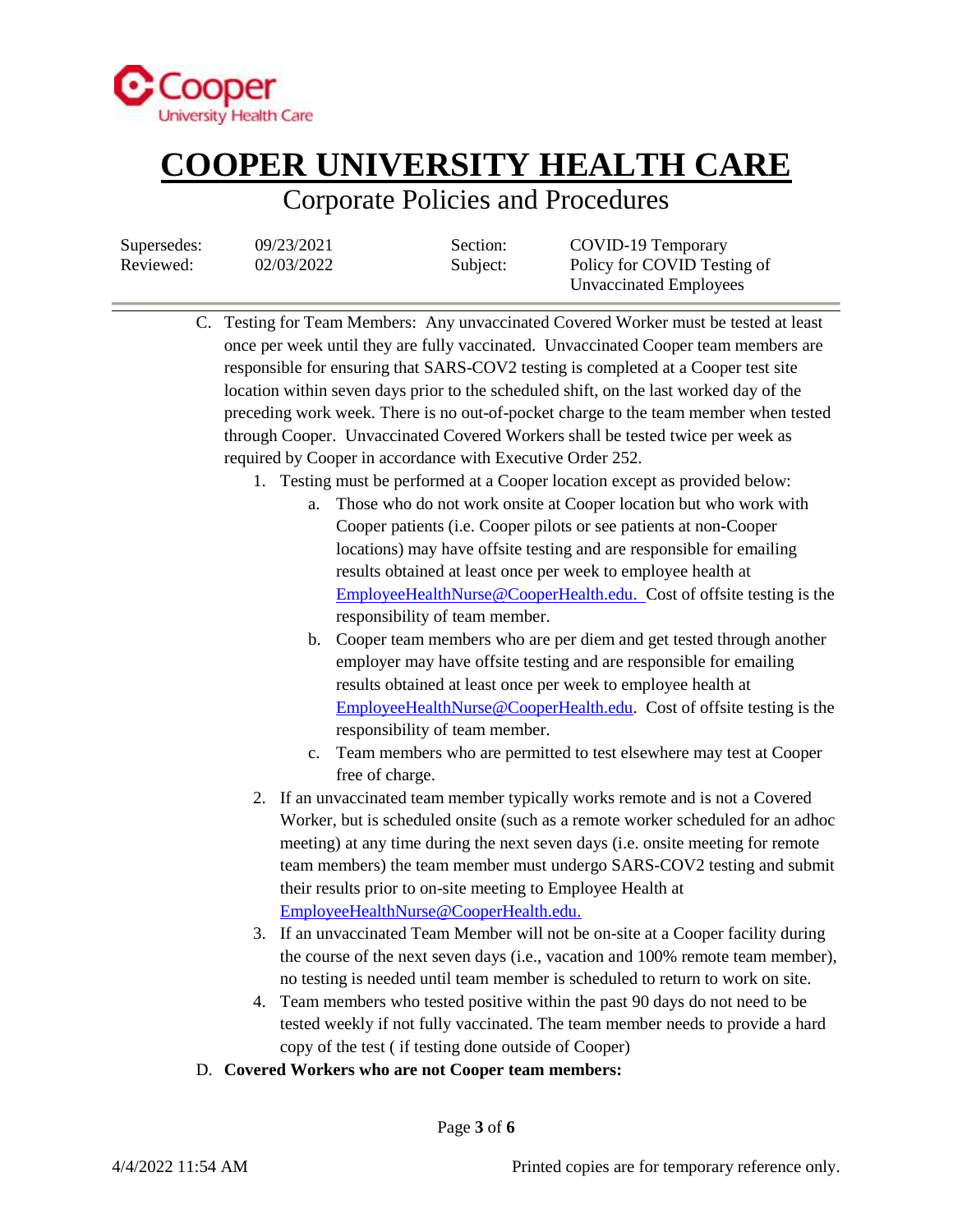C. Testing for Team Members: Any unvaccinated Covered Worker must be tested at least once per week until they are fully vaccinated. Unvaccinated Cooper team members are responsible for ensuring that SARS-COV2 testing is completed at a Cooper test site location within seven days prior to the scheduled shift, on the last worked day of the preceding work week. There is no out-of-pocket charge to the team member when tested through Cooper. Unvaccinated Covered Workers shall be tested twice per week as required by Cooper in accordance with Executive Order 252.

   1. Testing must be performed at a Cooper location except as provided below:
      a. Those who do not work onsite at Cooper location but who work with Cooper patients (i.e. Cooper pilots or see patients at non-Cooper locations) may have offsite testing and are responsible for emailing results obtained at least once per week to employee health at EmployeeHealthNurse@CooperHealth.edu. Cost of offsite testing is the responsibility of team member.
      b. Cooper team members who are per diem and get tested through another employer may have offsite testing and are responsible for emailing results obtained at least once per week to employee health at EmployeeHealthNurse@CooperHealth.edu. Cost of offsite testing is the responsibility of team member.
      c. Team members who are permitted to test elsewhere may test at Cooper free of charge.
   2. If an unvaccinated team member typically works remote and is not a Covered Worker, but is scheduled onsite (such as a remote worker scheduled for an adhoc meeting) at any time during the next seven days (i.e. onsite meeting for remote team members) the team member must undergo SARS-COV2 testing and submit their results prior to on-site meeting to Employee Health at EmployeeHealthNurse@CooperHealth.edu.
   3. If an unvaccinated Team Member will not be on-site at a Cooper facility during the course of the next seven days (i.e., vacation and 100% remote team member), no testing is needed until team member is scheduled to return to work on site.
   4. Team members who tested positive within the past 90 days do not need to be tested weekly if not fully vaccinated. The team member needs to provide a hard copy of the test ( if testing done outside of Cooper)

D. **Covered Workers who are not Cooper team members:**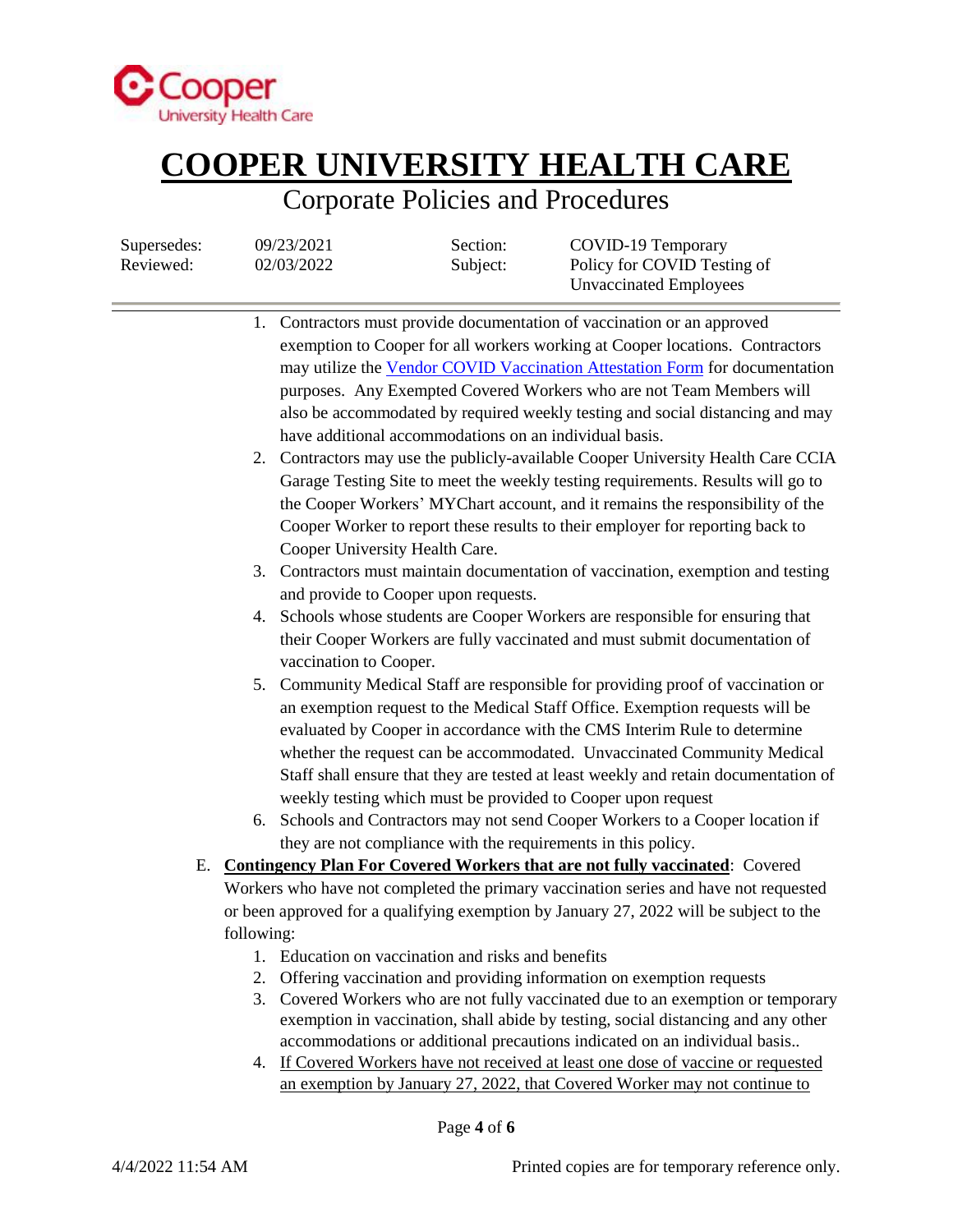1. Contractors must provide documentation of vaccination or an approved exemption to Cooper for all workers working at Cooper locations. Contractors may utilize the [Vendor COVID Vaccination Attestation Form]() for documentation purposes. Any Exempted Covered Workers who are not Team Members will also be accommodated by required weekly testing and social distancing and may have additional accommodations on an individual basis.
2. Contractors may use the publicly-available Cooper University Health Care CCIA Garage Testing Site to meet the weekly testing requirements. Results will go to the Cooper Workers' MYChart account, and it remains the responsibility of the Cooper Worker to report these results to their employer for reporting back to Cooper University Health Care.
3. Contractors must maintain documentation of vaccination, exemption and testing and provide to Cooper upon requests.
4. Schools whose students are Cooper Workers are responsible for ensuring that their Cooper Workers are fully vaccinated and must submit documentation of vaccination to Cooper.
5. Community Medical Staff are responsible for providing proof of vaccination or an exemption request to the Medical Staff Office. Exemption requests will be evaluated by Cooper in accordance with the CMS Interim Rule to determine whether the request can be accommodated. Unvaccinated Community Medical Staff shall ensure that they are tested at least weekly and retain documentation of weekly testing which must be provided to Cooper upon request
6. Schools and Contractors may not send Cooper Workers to a Cooper location if they are not compliance with the requirements in this policy.

E. **<u>Contingency Plan For Covered Workers that are not fully vaccinated</u>**: Covered Workers who have not completed the primary vaccination series and have not requested or been approved for a qualifying exemption by January 27, 2022 will be subject to the following:

   1. Education on vaccination and risks and benefits
   2. Offering vaccination and providing information on exemption requests
   3. Covered Workers who are not fully vaccinated due to an exemption or temporary exemption in vaccination, shall abide by testing, social distancing and any other accommodations or additional precautions indicated on an individual basis..
   4. <u>If Covered Workers have not received at least one dose of vaccine or requested an exemption by January 27, 2022, that Covered Worker may not continue to</u>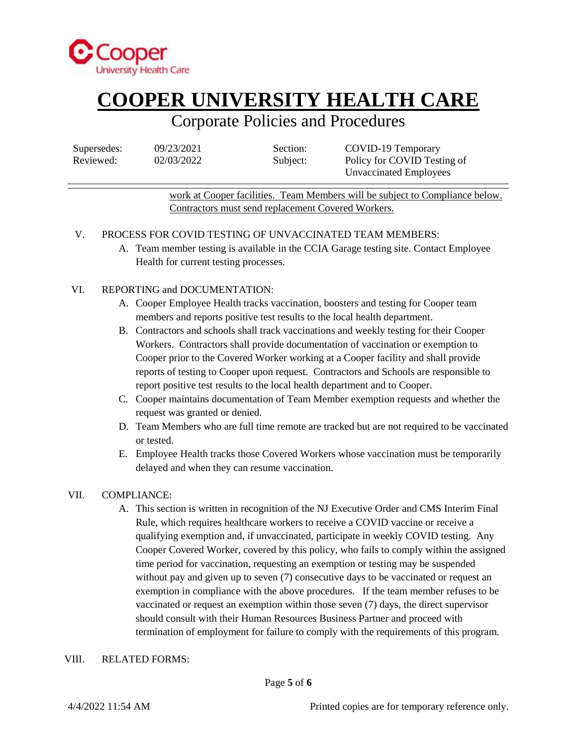work at Cooper facilities. Team Members will be subject to Compliance below. Contractors must send replacement Covered Workers.

V. PROCESS FOR COVID TESTING OF UNVACCINATED TEAM MEMBERS:

A. Team member testing is available in the CCIA Garage testing site. Contact Employee Health for current testing processes.

VI. REPORTING and DOCUMENTATION:

A. Cooper Employee Health tracks vaccination, boosters and testing for Cooper team members and reports positive test results to the local health department.

B. Contractors and schools shall track vaccinations and weekly testing for their Cooper Workers. Contractors shall provide documentation of vaccination or exemption to Cooper prior to the Covered Worker working at a Cooper facility and shall provide reports of testing to Cooper upon request. Contractors and Schools are responsible to report positive test results to the local health department and to Cooper.

C. Cooper maintains documentation of Team Member exemption requests and whether the request was granted or denied.

D. Team Members who are full time remote are tracked but are not required to be vaccinated or tested.

E. Employee Health tracks those Covered Workers whose vaccination must be temporarily delayed and when they can resume vaccination.

VII. COMPLIANCE:

A. This section is written in recognition of the NJ Executive Order and CMS Interim Final Rule, which requires healthcare workers to receive a COVID vaccine or receive a qualifying exemption and, if unvaccinated, participate in weekly COVID testing. Any Cooper Covered Worker, covered by this policy, who fails to comply within the assigned time period for vaccination, requesting an exemption or testing may be suspended without pay and given up to seven (7) consecutive days to be vaccinated or request an exemption in compliance with the above procedures. If the team member refuses to be vaccinated or request an exemption within those seven (7) days, the direct supervisor should consult with their Human Resources Business Partner and proceed with termination of employment for failure to comply with the requirements of this program.

VIII. RELATED FORMS: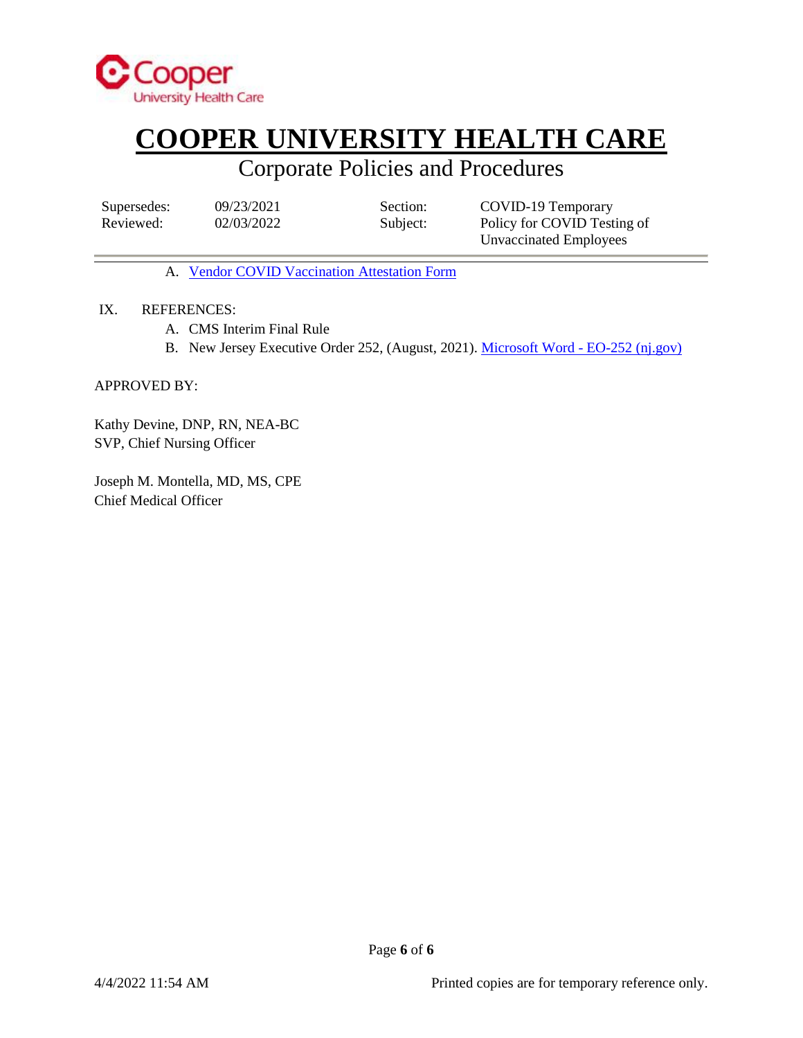A. Vendor COVID Vaccination Attestation Form

IX. REFERENCES:

A. CMS Interim Final Rule
B. New Jersey Executive Order 252, (August, 2021). Microsoft Word - EO-252 (nj.gov)

APPROVED BY:

Kathy Devine, DNP, RN, NEA-BC
SVP, Chief Nursing Officer

Joseph M. Montella, MD, MS, CPE
Chief Medical Officer